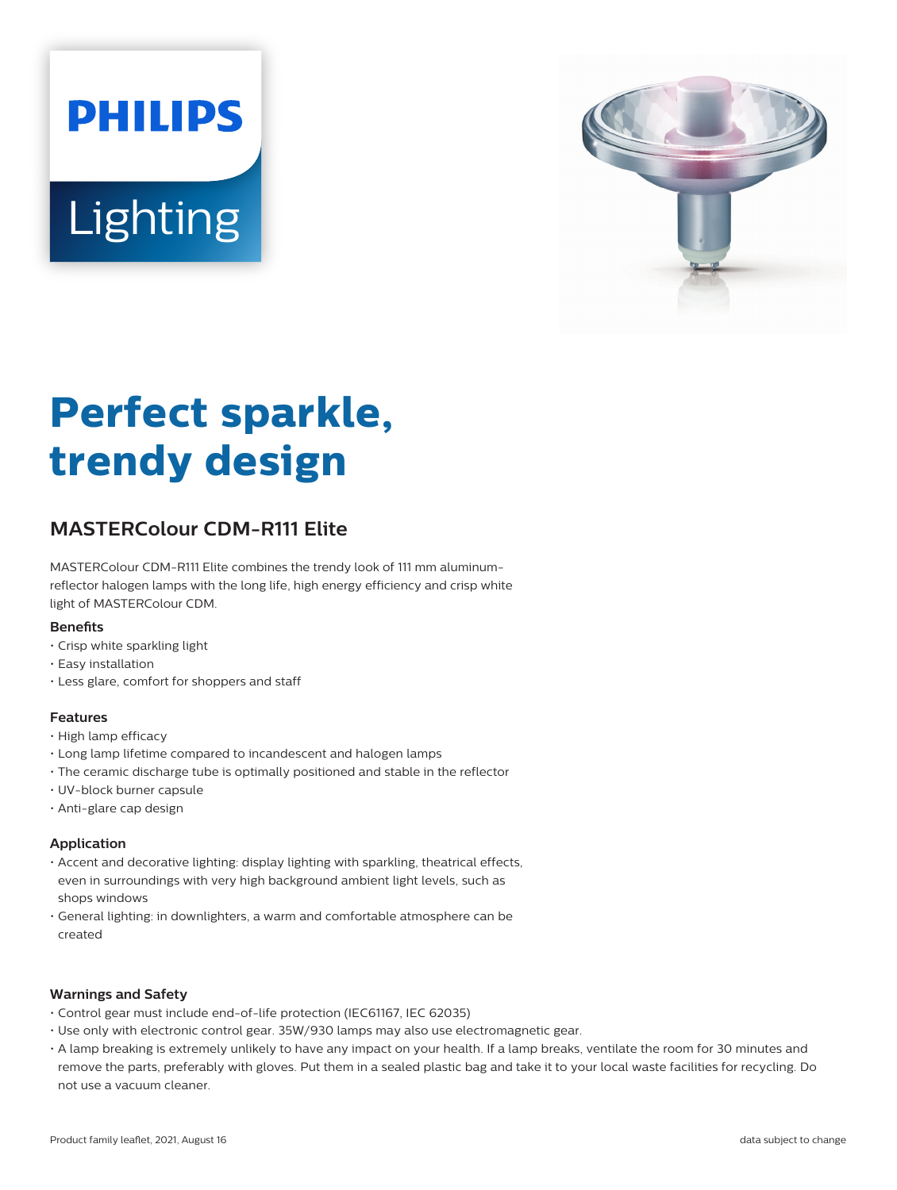PHILIPS

Lighting

# Perfect sparkle, trendy design

## MASTERColour CDM-R111 Elite

MASTERColour CDM-R111 Elite combines the trendy look of 111 mm aluminum-reflector halogen lamps with the long life, high energy efficiency and crisp white light of MASTERColour CDM.

### Benefits

- Crisp white sparkling light
- Easy installation
- Less glare, comfort for shoppers and staff

### Features

- High lamp efficacy
- Long lamp lifetime compared to incandescent and halogen lamps
- The ceramic discharge tube is optimally positioned and stable in the reflector
- UV-block burner capsule
- Anti-glare cap design

### Application

- Accent and decorative lighting: display lighting with sparkling, theatrical effects, even in surroundings with very high background ambient light levels, such as shops windows
- General lighting: in downlighters, a warm and comfortable atmosphere can be created

### Warnings and Safety

- Control gear must include end-of-life protection (IEC61167, IEC 62035)
- Use only with electronic control gear. 35W/930 lamps may also use electromagnetic gear.
- A lamp breaking is extremely unlikely to have any impact on your health. If a lamp breaks, ventilate the room for 30 minutes and remove the parts, preferably with gloves. Put them in a sealed plastic bag and take it to your local waste facilities for recycling. Do not use a vacuum cleaner.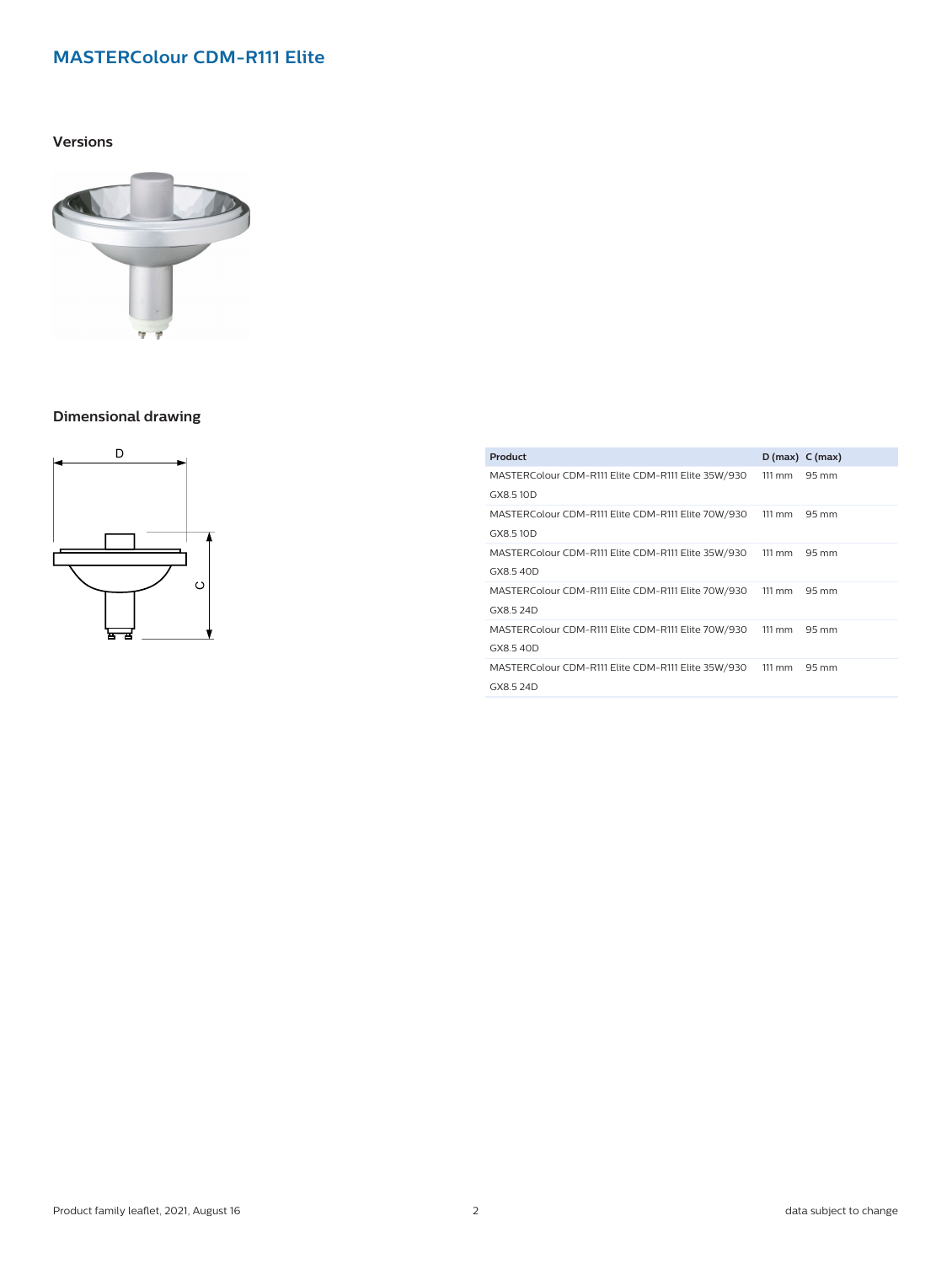## MASTERColour CDM-R111 Elite

### Versions

### Dimensional drawing

| Product | D (max) | C (max) |
|---|---|---|
| MASTERColour CDM-R111 Elite CDM-R111 Elite 35W/930 GX8.5 10D | 111 mm | 95 mm |
| MASTERColour CDM-R111 Elite CDM-R111 Elite 70W/930 GX8.5 10D | 111 mm | 95 mm |
| MASTERColour CDM-R111 Elite CDM-R111 Elite 35W/930 GX8.5 40D | 111 mm | 95 mm |
| MASTERColour CDM-R111 Elite CDM-R111 Elite 70W/930 GX8.5 24D | 111 mm | 95 mm |
| MASTERColour CDM-R111 Elite CDM-R111 Elite 70W/930 GX8.5 40D | 111 mm | 95 mm |
| MASTERColour CDM-R111 Elite CDM-R111 Elite 35W/930 GX8.5 24D | 111 mm | 95 mm |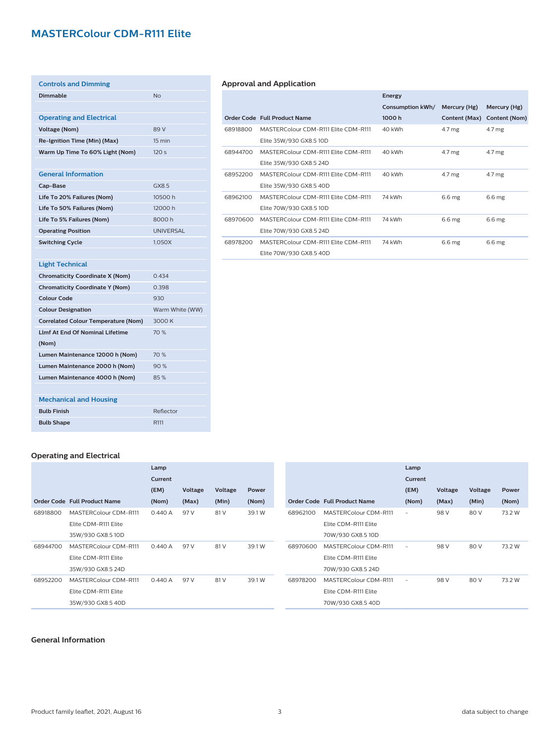# MASTERColour CDM-R111 Elite

### Controls and Dimming

| | |
|---|---|
| **Dimmable** | No |

### Operating and Electrical

| | |
|---|---|
| **Voltage (Nom)** | 89 V |
| **Re-Ignition Time (Min) (Max)** | 15 min |
| **Warm Up Time To 60% Light (Nom)** | 120 s |

### General Information

| | |
|---|---|
| **Cap-Base** | GX8.5 |
| **Life To 20% Failures (Nom)** | 10500 h |
| **Life To 50% Failures (Nom)** | 12000 h |
| **Life To 5% Failures (Nom)** | 8000 h |
| **Operating Position** | UNIVERSAL |
| **Switching Cycle** | 1,050X |

### Light Technical

| | |
|---|---|
| **Chromaticity Coordinate X (Nom)** | 0.434 |
| **Chromaticity Coordinate Y (Nom)** | 0.398 |
| **Colour Code** | 930 |
| **Colour Designation** | Warm White (WW) |
| **Correlated Colour Temperature (Nom)** | 3000 K |
| **Llmf At End Of Nominal Lifetime (Nom)** | 70 % |
| **Lumen Maintenance 12000 h (Nom)** | 70 % |
| **Lumen Maintenance 2000 h (Nom)** | 90 % |
| **Lumen Maintenance 4000 h (Nom)** | 85 % |

### Mechanical and Housing

| | |
|---|---|
| **Bulb Finish** | Reflector |
| **Bulb Shape** | R111 |

## Approval and Application

| Order Code | Full Product Name | Energy Consumption kWh/ 1000 h | Mercury (Hg) Content (Max) | Mercury (Hg) Content (Nom) |
|---|---|---|---|---|
| 68918800 | MASTERColour CDM-R111 Elite CDM-R111 Elite 35W/930 GX8.5 10D | 40 kWh | 4.7 mg | 4.7 mg |
| 68944700 | MASTERColour CDM-R111 Elite CDM-R111 Elite 35W/930 GX8.5 24D | 40 kWh | 4.7 mg | 4.7 mg |
| 68952200 | MASTERColour CDM-R111 Elite CDM-R111 Elite 35W/930 GX8.5 40D | 40 kWh | 4.7 mg | 4.7 mg |
| 68962100 | MASTERColour CDM-R111 Elite CDM-R111 Elite 70W/930 GX8.5 10D | 74 kWh | 6.6 mg | 6.6 mg |
| 68970600 | MASTERColour CDM-R111 Elite CDM-R111 Elite 70W/930 GX8.5 24D | 74 kWh | 6.6 mg | 6.6 mg |
| 68978200 | MASTERColour CDM-R111 Elite CDM-R111 Elite 70W/930 GX8.5 40D | 74 kWh | 6.6 mg | 6.6 mg |

## Operating and Electrical

| Order Code | Full Product Name | Lamp Current (EM) (Nom) | Voltage (Max) | Voltage (Min) | Power (Nom) |
|---|---|---|---|---|---|
| 68918800 | MASTERColour CDM-R111 Elite CDM-R111 Elite 35W/930 GX8.5 10D | 0.440 A | 97 V | 81 V | 39.1 W |
| 68944700 | MASTERColour CDM-R111 Elite CDM-R111 Elite 35W/930 GX8.5 24D | 0.440 A | 97 V | 81 V | 39.1 W |
| 68952200 | MASTERColour CDM-R111 Elite CDM-R111 Elite 35W/930 GX8.5 40D | 0.440 A | 97 V | 81 V | 39.1 W |
| 68962100 | MASTERColour CDM-R111 Elite CDM-R111 Elite 70W/930 GX8.5 10D | - | 98 V | 80 V | 73.2 W |
| 68970600 | MASTERColour CDM-R111 Elite CDM-R111 Elite 70W/930 GX8.5 24D | - | 98 V | 80 V | 73.2 W |
| 68978200 | MASTERColour CDM-R111 Elite CDM-R111 Elite 70W/930 GX8.5 40D | - | 98 V | 80 V | 73.2 W |

## General Information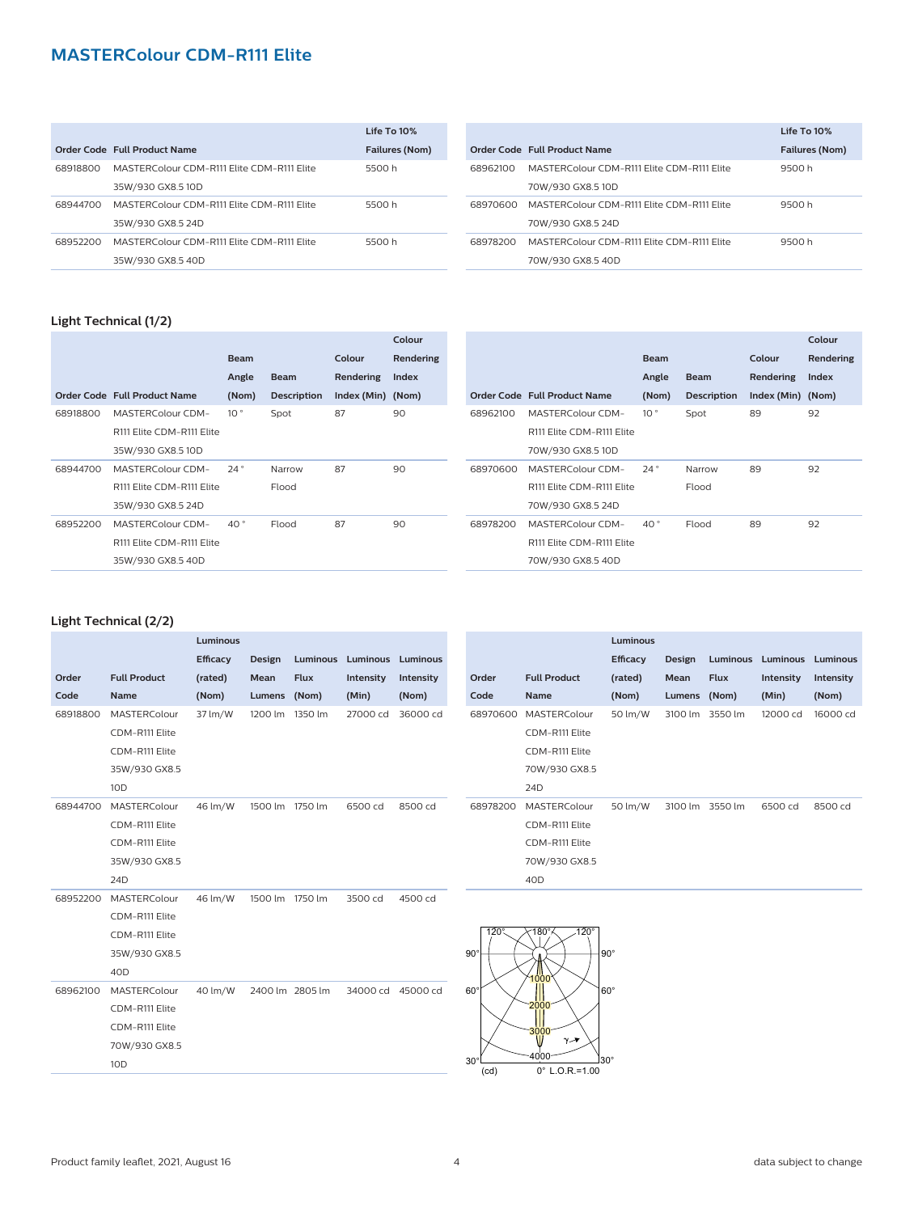## MASTERColour CDM-R111 Elite

| Order Code | Full Product Name | Life To 10% Failures (Nom) |
|---|---|---|
| 68918800 | MASTERColour CDM-R111 Elite CDM-R111 Elite 35W/930 GX8.5 10D | 5500 h |
| 68944700 | MASTERColour CDM-R111 Elite CDM-R111 Elite 35W/930 GX8.5 24D | 5500 h |
| 68952200 | MASTERColour CDM-R111 Elite CDM-R111 Elite 35W/930 GX8.5 40D | 5500 h |
| 68962100 | MASTERColour CDM-R111 Elite CDM-R111 Elite 70W/930 GX8.5 10D | 9500 h |
| 68970600 | MASTERColour CDM-R111 Elite CDM-R111 Elite 70W/930 GX8.5 24D | 9500 h |
| 68978200 | MASTERColour CDM-R111 Elite CDM-R111 Elite 70W/930 GX8.5 40D | 9500 h |

### Light Technical (1/2)

| Order Code | Full Product Name | Beam Angle (Nom) | Beam Description | Colour Rendering Index (Min) | Colour Rendering Index (Nom) |
|---|---|---|---|---|---|
| 68918800 | MASTERColour CDM-R111 Elite CDM-R111 Elite 35W/930 GX8.5 10D | 10 ° | Spot | 87 | 90 |
| 68944700 | MASTERColour CDM-R111 Elite CDM-R111 Elite 35W/930 GX8.5 24D | 24 ° | Narrow Flood | 87 | 90 |
| 68952200 | MASTERColour CDM-R111 Elite CDM-R111 Elite 35W/930 GX8.5 40D | 40 ° | Flood | 87 | 90 |
| 68962100 | MASTERColour CDM-R111 Elite CDM-R111 Elite 70W/930 GX8.5 10D | 10 ° | Spot | 89 | 92 |
| 68970600 | MASTERColour CDM-R111 Elite CDM-R111 Elite 70W/930 GX8.5 24D | 24 ° | Narrow Flood | 89 | 92 |
| 68978200 | MASTERColour CDM-R111 Elite CDM-R111 Elite 70W/930 GX8.5 40D | 40 ° | Flood | 89 | 92 |

### Light Technical (2/2)

| Order Code | Full Product Name | Luminous Efficacy (rated) (Nom) | Design Mean Lumens | Luminous Flux (Nom) | Luminous Intensity (Min) | Luminous Intensity (Nom) |
|---|---|---|---|---|---|---|
| 68918800 | MASTERColour CDM-R111 Elite CDM-R111 Elite 35W/930 GX8.5 10D | 37 lm/W | 1200 lm | 1350 lm | 27000 cd | 36000 cd |
| 68944700 | MASTERColour CDM-R111 Elite CDM-R111 Elite 35W/930 GX8.5 24D | 46 lm/W | 1500 lm | 1750 lm | 6500 cd | 8500 cd |
| 68952200 | MASTERColour CDM-R111 Elite CDM-R111 Elite 35W/930 GX8.5 40D | 46 lm/W | 1500 lm | 1750 lm | 3500 cd | 4500 cd |
| 68962100 | MASTERColour CDM-R111 Elite CDM-R111 Elite 70W/930 GX8.5 10D | 40 lm/W | 2400 lm | 2805 lm | 34000 cd | 45000 cd |
| 68970600 | MASTERColour CDM-R111 Elite CDM-R111 Elite 70W/930 GX8.5 24D | 50 lm/W | 3100 lm | 3550 lm | 12000 cd | 16000 cd |
| 68978200 | MASTERColour CDM-R111 Elite CDM-R111 Elite 70W/930 GX8.5 40D | 50 lm/W | 3100 lm | 3550 lm | 6500 cd | 8500 cd |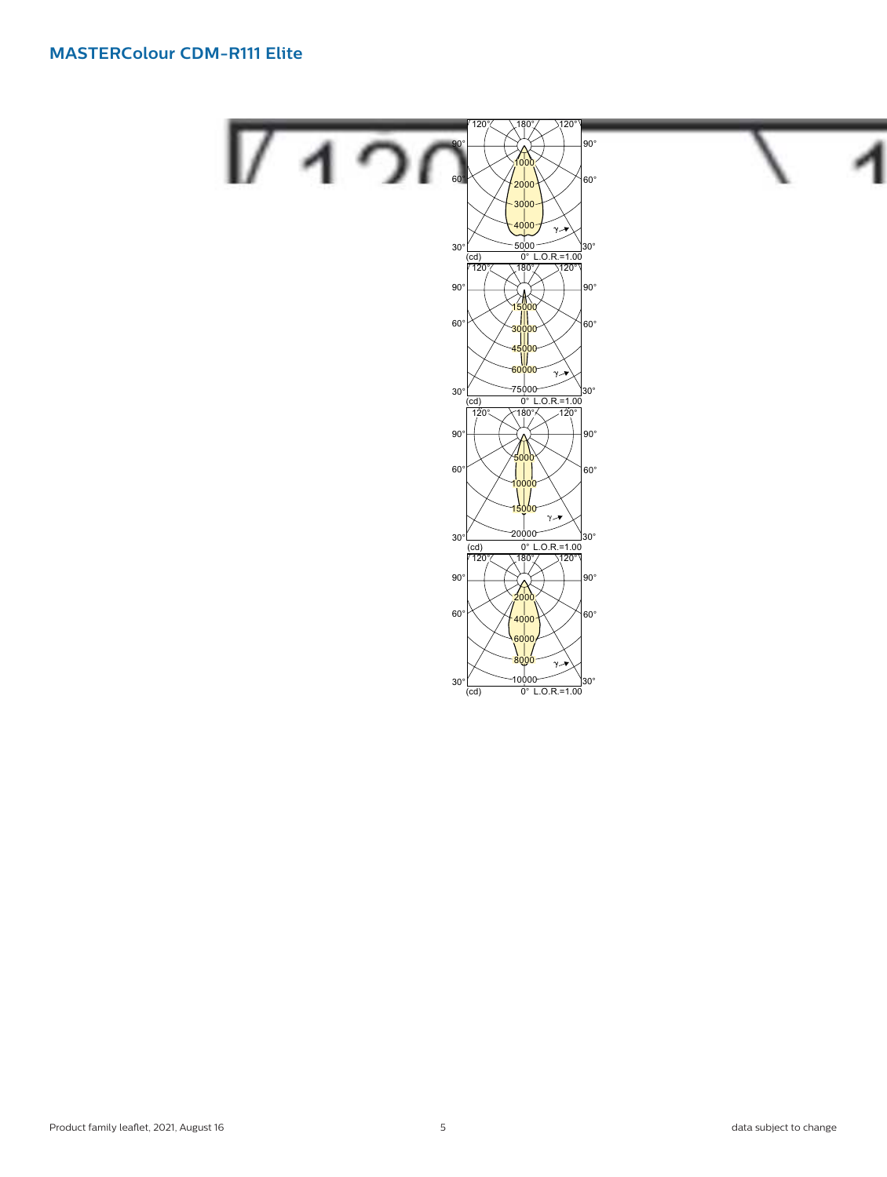## MASTERColour CDM-R111 Elite

120° 180° 120°
90° 90°
60° 60°
30° 30°
1000
2000
3000
4000
5000
(cd) 0° L.O.R.=1.00

120° 180° 120°
90° 90°
60° 60°
30° 30°
15000
30000
45000
60000
75000
(cd) 0° L.O.R.=1.00

120° 180° 120°
90° 90°
60° 60°
30° 30°
5000
10000
15000
20000
(cd) 0° L.O.R.=1.00

120° 180° 120°
90° 90°
60° 60°
30° 30°
2000
4000
6000
8000
10000
(cd) 0° L.O.R.=1.00

Product family leaflet, 2021, August 16

data subject to change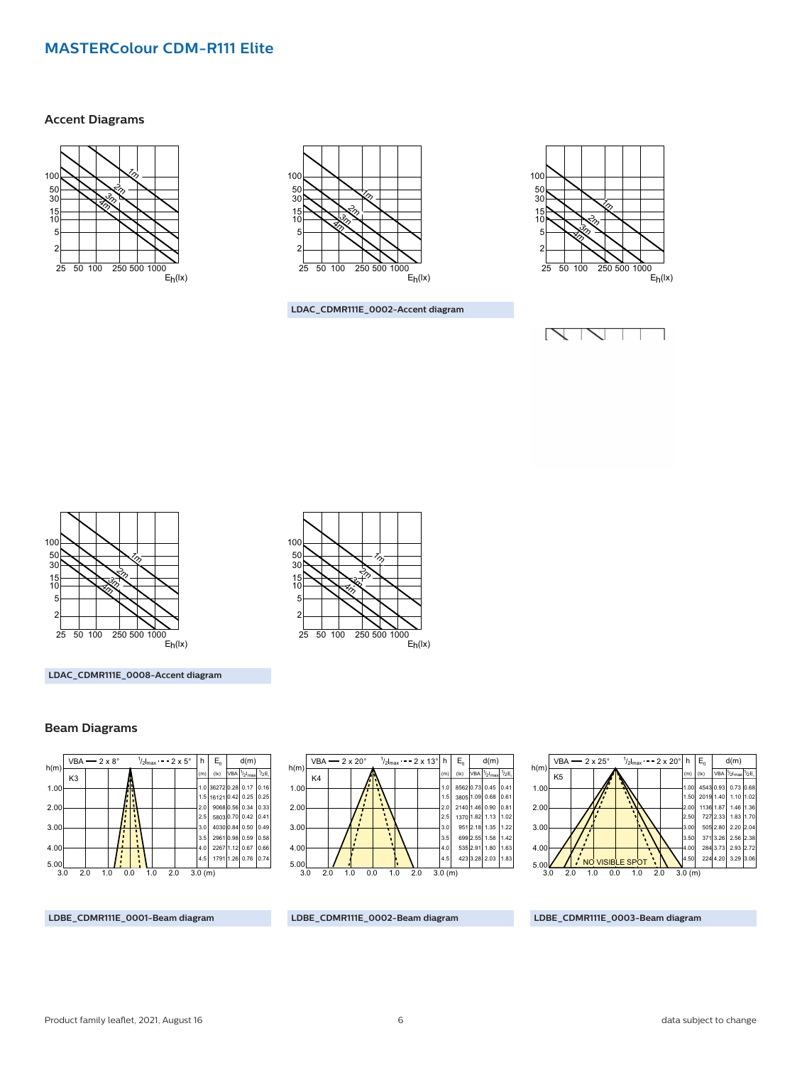# MASTERColour CDM-R111 Elite

## Accent Diagrams

LDAC_CDMR111E_0002-Accent diagram

LDAC_CDMR111E_0008-Accent diagram

## Beam Diagrams

K3 — VBA 2 x 8°, ½Imax 2 x 5°

| h (m) | $E_0$ (lx) | VBA d(m) | ½Imax d(m) | ½$E_c$ d(m) |
|---|---|---|---|---|
| 1.0 | 36272 | 0.28 | 0.17 | 0.16 |
| 1.5 | 16121 | 0.42 | 0.25 | 0.25 |
| 2.0 | 9068 | 0.56 | 0.34 | 0.33 |
| 2.5 | 5803 | 0.70 | 0.42 | 0.41 |
| 3.0 | 4030 | 0.84 | 0.50 | 0.49 |
| 3.5 | 2961 | 0.98 | 0.59 | 0.58 |
| 4.0 | 2267 | 1.12 | 0.67 | 0.66 |
| 4.5 | 1791 | 1.26 | 0.76 | 0.74 |

LDBE_CDMR111E_0001-Beam diagram

K4 — VBA 2 x 20°, ½Imax 2 x 13°

| h (m) | $E_0$ (lx) | VBA d(m) | ½Imax d(m) | ½$E_c$ d(m) |
|---|---|---|---|---|
| 1.0 | 8562 | 0.73 | 0.45 | 0.41 |
| 1.5 | 3805 | 1.09 | 0.68 | 0.61 |
| 2.0 | 2140 | 1.46 | 0.90 | 0.81 |
| 2.5 | 1370 | 1.82 | 1.13 | 1.02 |
| 3.0 | 951 | 2.18 | 1.35 | 1.22 |
| 3.5 | 699 | 2.55 | 1.58 | 1.42 |
| 4.0 | 535 | 2.91 | 1.80 | 1.63 |
| 4.5 | 423 | 3.28 | 2.03 | 1.83 |

LDBE_CDMR111E_0002-Beam diagram

K5 — VBA 2 x 25°, ½Imax 2 x 20° — NO VISIBLE SPOT

| h (m) | $E_0$ (lx) | VBA d(m) | ½Imax d(m) | ½$E_c$ d(m) |
|---|---|---|---|---|
| 1.00 | 4543 | 0.93 | 0.73 | 0.68 |
| 1.50 | 2019 | 1.40 | 1.10 | 1.02 |
| 2.00 | 1136 | 1.87 | 1.46 | 1.36 |
| 2.50 | 727 | 2.33 | 1.83 | 1.70 |
| 3.00 | 505 | 2.80 | 2.20 | 2.04 |
| 3.50 | 371 | 3.26 | 2.56 | 2.38 |
| 4.00 | 284 | 3.73 | 2.93 | 2.72 |
| 4.50 | 224 | 4.20 | 3.29 | 3.06 |

LDBE_CDMR111E_0003-Beam diagram

Product family leaflet, 2021, August 16 — data subject to change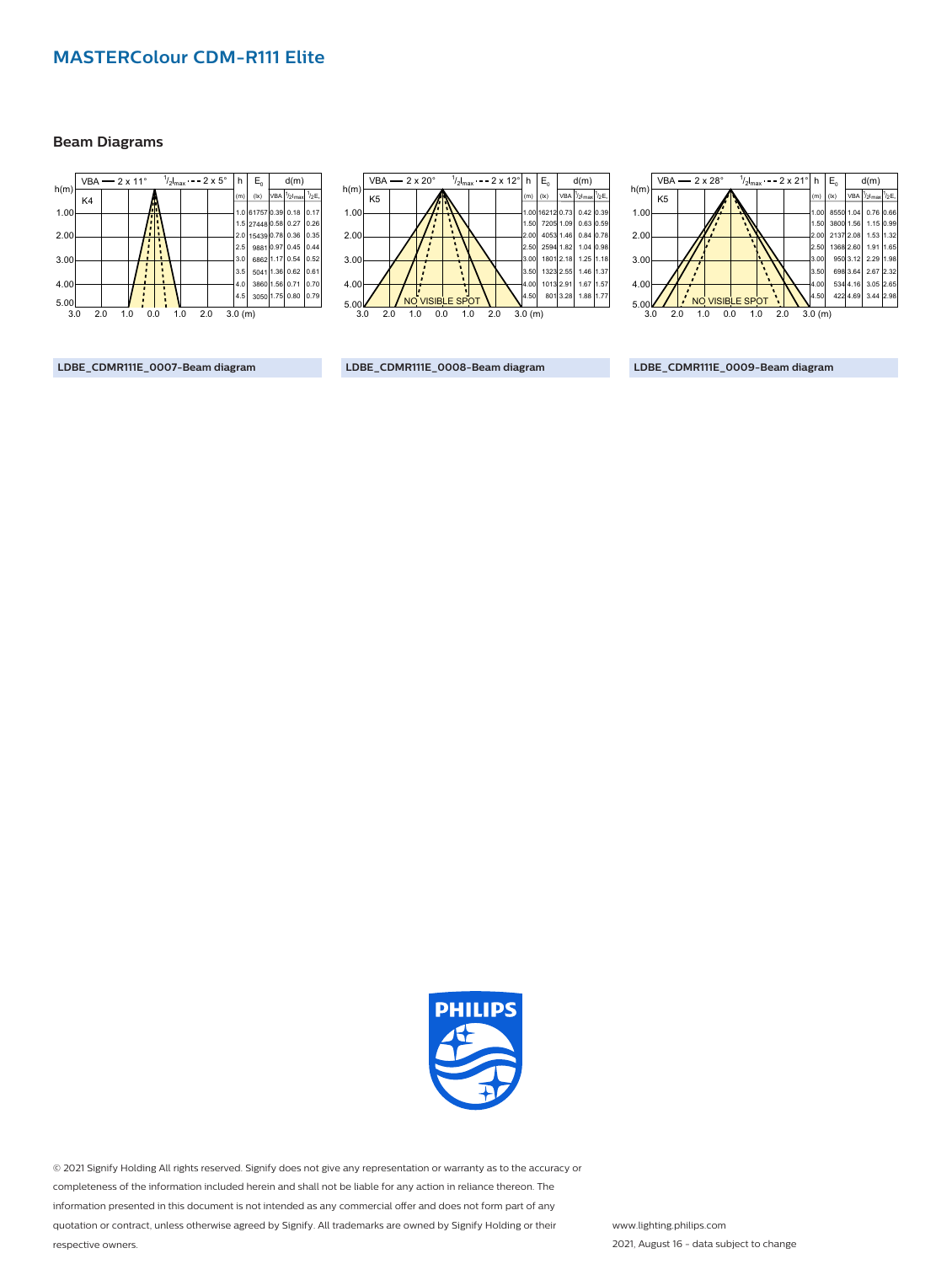## Beam Diagrams

h(m)
VBA — 2 x 11°
$^1/_2 I_{max}$ - - - 2 x 5°
K4
1.00
2.00
3.00
4.00
5.00
3.0 2.0 1.0 0.0 1.0 2.0 3.0 (m)

| h (m) | $E_0$ (lx) | d(m) VBA | d(m) $^1/_2 I_{max}$ | d(m) $^1/_2 E_0$ |
|---|---|---|---|---|
| 1.0 | 61757 | 0.39 | 0.18 | 0.17 |
| 1.5 | 27448 | 0.58 | 0.27 | 0.26 |
| 2.0 | 15439 | 0.78 | 0.36 | 0.35 |
| 2.5 | 9881 | 0.97 | 0.45 | 0.44 |
| 3.0 | 6862 | 1.17 | 0.54 | 0.52 |
| 3.5 | 5041 | 1.36 | 0.62 | 0.61 |
| 4.0 | 3860 | 1.56 | 0.71 | 0.70 |
| 4.5 | 3050 | 1.75 | 0.80 | 0.79 |

**LDBE_CDMR111E_0007-Beam diagram**

h(m)
VBA — 2 x 20°
$^1/_2 I_{max}$ - - - 2 x 12°
K5
1.00
2.00
3.00
4.00
5.00
NO VISIBLE SPOT
3.0 2.0 1.0 0.0 1.0 2.0 3.0 (m)

| h (m) | $E_0$ (lx) | d(m) VBA | d(m) $^1/_2 I_{max}$ | d(m) $^1/_2 E_0$ |
|---|---|---|---|---|
| 1.00 | 16212 | 0.73 | 0.42 | 0.39 |
| 1.50 | 7205 | 1.09 | 0.63 | 0.59 |
| 2.00 | 4053 | 1.46 | 0.84 | 0.78 |
| 2.50 | 2594 | 1.82 | 1.04 | 0.98 |
| 3.00 | 1801 | 2.18 | 1.25 | 1.18 |
| 3.50 | 1323 | 2.55 | 1.46 | 1.37 |
| 4.00 | 1013 | 2.91 | 1.67 | 1.57 |
| 4.50 | 801 | 3.28 | 1.88 | 1.77 |

**LDBE_CDMR111E_0008-Beam diagram**

h(m)
VBA — 2 x 28°
$^1/_2 I_{max}$ - - - 2 x 21°
K5
1.00
2.00
3.00
4.00
5.00
NO VISIBLE SPOT
3.0 2.0 1.0 0.0 1.0 2.0 3.0 (m)

| h (m) | $E_0$ (lx) | d(m) VBA | d(m) $^1/_2 I_{max}$ | d(m) $^1/_2 E_0$ |
|---|---|---|---|---|
| 1.00 | 8550 | 1.04 | 0.76 | 0.66 |
| 1.50 | 3800 | 1.56 | 1.15 | 0.99 |
| 2.00 | 2137 | 2.08 | 1.53 | 1.32 |
| 2.50 | 1368 | 2.60 | 1.91 | 1.65 |
| 3.00 | 950 | 3.12 | 2.29 | 1.98 |
| 3.50 | 698 | 3.64 | 2.67 | 2.32 |
| 4.00 | 534 | 4.16 | 3.05 | 2.65 |
| 4.50 | 422 | 4.69 | 3.44 | 2.98 |

**LDBE_CDMR111E_0009-Beam diagram**